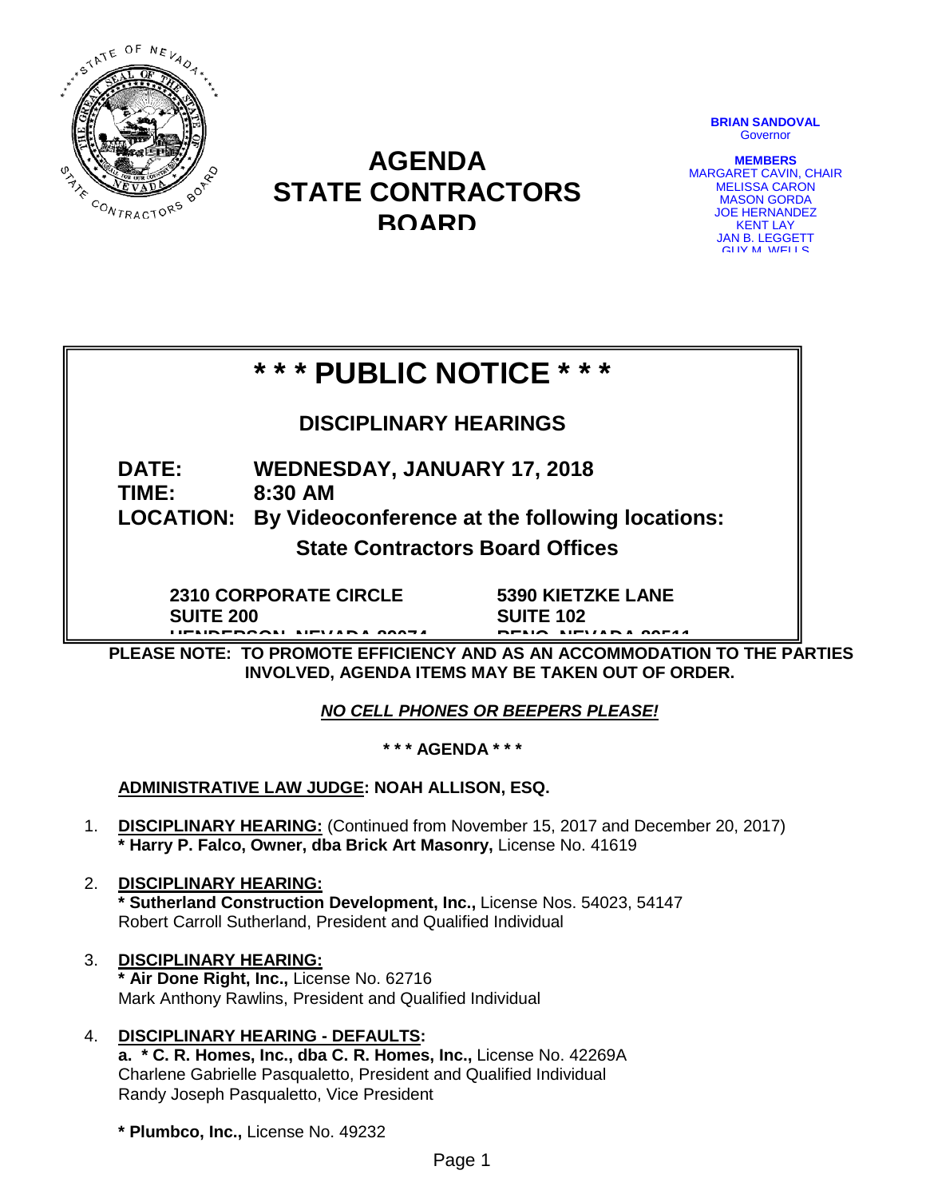# AGENDA
# STATE CONTRACTORS BOARD

**BRIAN SANDOVAL**
Governor

**MEMBERS**
MARGARET CAVIN, CHAIR
MELISSA CARON
MASON GORDA
JOE HERNANDEZ
KENT LAY
JAN B. LEGGETT
GUY M. WELLS

## * * * PUBLIC NOTICE * * *

### DISCIPLINARY HEARINGS

**DATE:** WEDNESDAY, JANUARY 17, 2018
**TIME:** 8:30 AM
**LOCATION:** By Videoconference at the following locations:

**State Contractors Board Offices**

| | |
|---|---|
| **2310 CORPORATE CIRCLE** | **5390 KIETZKE LANE** |
| **SUITE 200** | **SUITE 102** |
| **HENDERSON, NEVADA 89074** | **RENO, NEVADA 89511** |

**PLEASE NOTE: TO PROMOTE EFFICIENCY AND AS AN ACCOMMODATION TO THE PARTIES INVOLVED, AGENDA ITEMS MAY BE TAKEN OUT OF ORDER.**

***NO CELL PHONES OR BEEPERS PLEASE!***

**\* \* \* AGENDA \* \* \***

**ADMINISTRATIVE LAW JUDGE: NOAH ALLISON, ESQ.**

1. **DISCIPLINARY HEARING:** (Continued from November 15, 2017 and December 20, 2017)
   **\* Harry P. Falco, Owner, dba Brick Art Masonry,** License No. 41619

2. **DISCIPLINARY HEARING:**
   **\* Sutherland Construction Development, Inc.,** License Nos. 54023, 54147
   Robert Carroll Sutherland, President and Qualified Individual

3. **DISCIPLINARY HEARING:**
   **\* Air Done Right, Inc.,** License No. 62716
   Mark Anthony Rawlins, President and Qualified Individual

4. **DISCIPLINARY HEARING - DEFAULTS:**
   **a. \* C. R. Homes, Inc., dba C. R. Homes, Inc.,** License No. 42269A
   Charlene Gabrielle Pasqualetto, President and Qualified Individual
   Randy Joseph Pasqualetto, Vice President

   **\* Plumbco, Inc.,** License No. 49232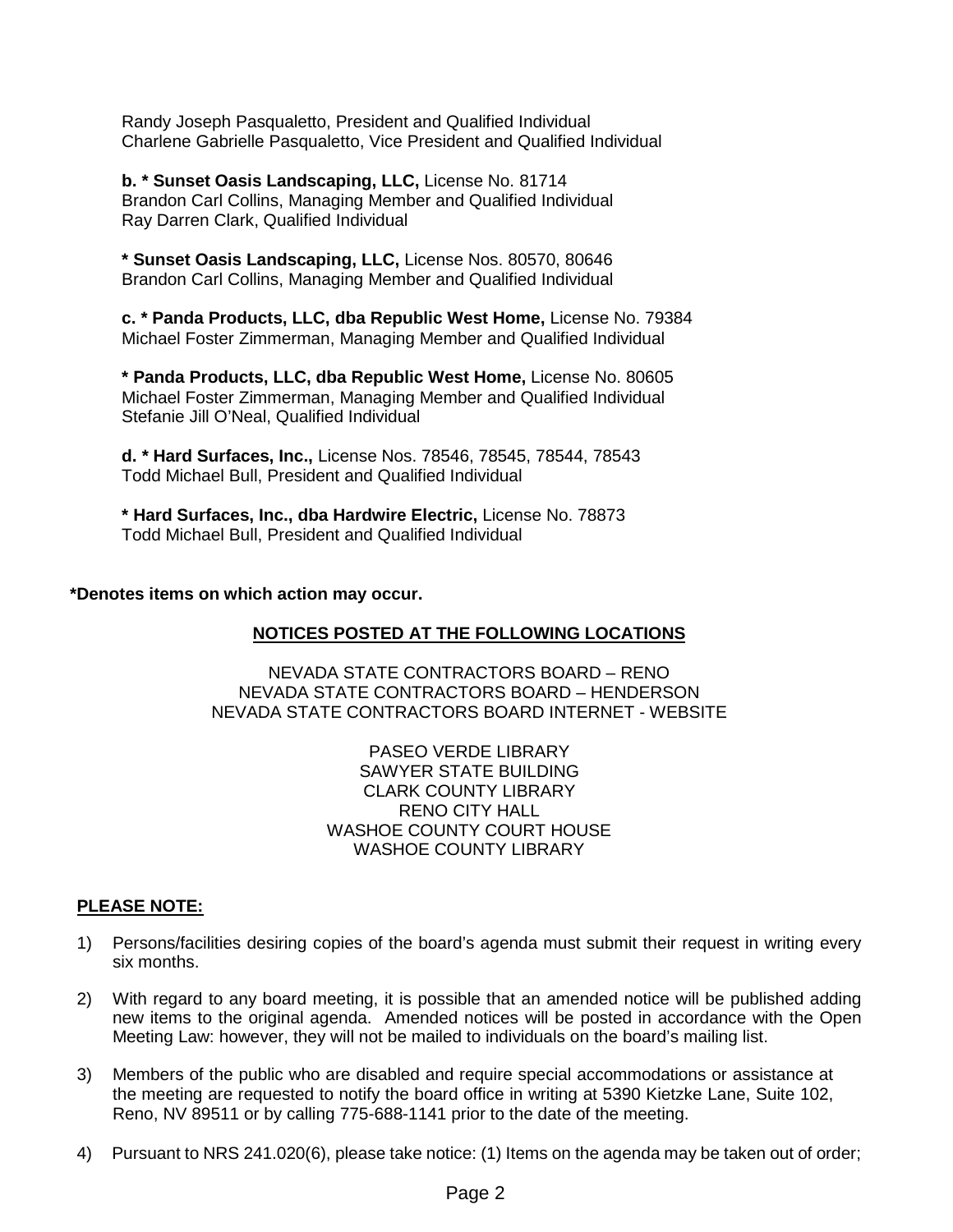Randy Joseph Pasqualetto, President and Qualified Individual
Charlene Gabrielle Pasqualetto, Vice President and Qualified Individual

**b. * Sunset Oasis Landscaping, LLC,** License No. 81714
Brandon Carl Collins, Managing Member and Qualified Individual
Ray Darren Clark, Qualified Individual

*** Sunset Oasis Landscaping, LLC,** License Nos. 80570, 80646
Brandon Carl Collins, Managing Member and Qualified Individual

**c. * Panda Products, LLC, dba Republic West Home,** License No. 79384
Michael Foster Zimmerman, Managing Member and Qualified Individual

*** Panda Products, LLC, dba Republic West Home,** License No. 80605
Michael Foster Zimmerman, Managing Member and Qualified Individual
Stefanie Jill O'Neal, Qualified Individual

**d. * Hard Surfaces, Inc.,** License Nos. 78546, 78545, 78544, 78543
Todd Michael Bull, President and Qualified Individual

*** Hard Surfaces, Inc., dba Hardwire Electric,** License No. 78873
Todd Michael Bull, President and Qualified Individual

***Denotes items on which action may occur.**

**NOTICES POSTED AT THE FOLLOWING LOCATIONS**

NEVADA STATE CONTRACTORS BOARD – RENO
NEVADA STATE CONTRACTORS BOARD – HENDERSON
NEVADA STATE CONTRACTORS BOARD INTERNET - WEBSITE

PASEO VERDE LIBRARY
SAWYER STATE BUILDING
CLARK COUNTY LIBRARY
RENO CITY HALL
WASHOE COUNTY COURT HOUSE
WASHOE COUNTY LIBRARY

**PLEASE NOTE:**

1) Persons/facilities desiring copies of the board's agenda must submit their request in writing every six months.

2) With regard to any board meeting, it is possible that an amended notice will be published adding new items to the original agenda. Amended notices will be posted in accordance with the Open Meeting Law: however, they will not be mailed to individuals on the board's mailing list.

3) Members of the public who are disabled and require special accommodations or assistance at the meeting are requested to notify the board office in writing at 5390 Kietzke Lane, Suite 102, Reno, NV 89511 or by calling 775-688-1141 prior to the date of the meeting.

4) Pursuant to NRS 241.020(6), please take notice: (1) Items on the agenda may be taken out of order;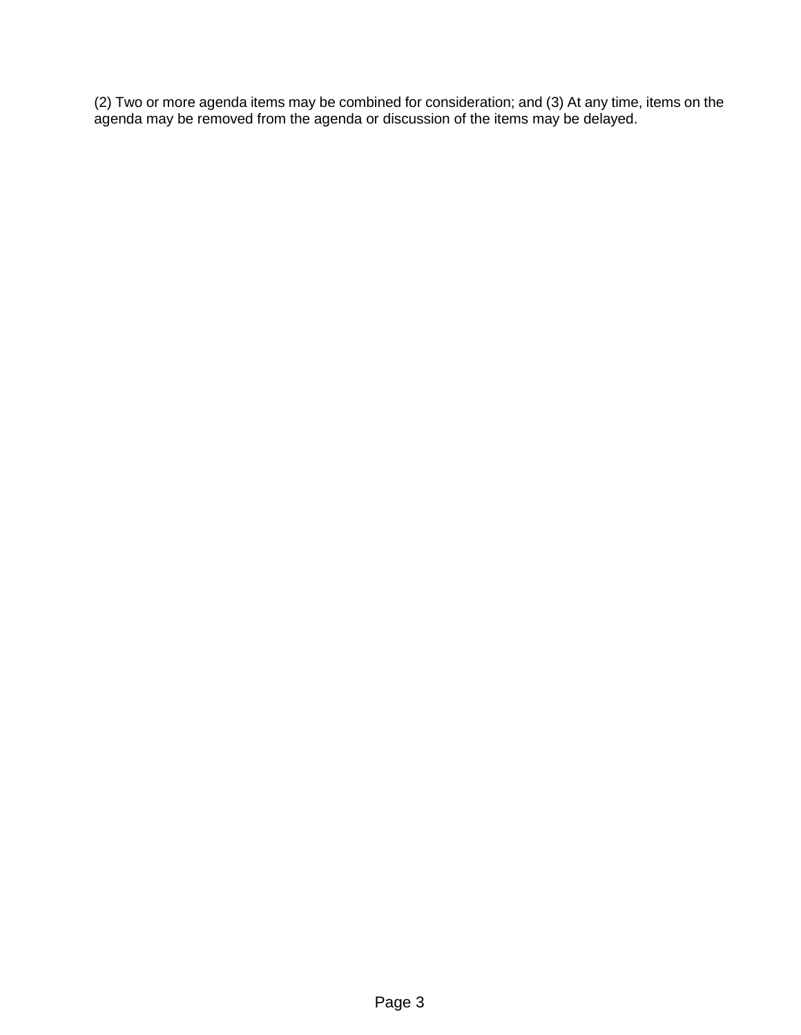(2) Two or more agenda items may be combined for consideration; and (3) At any time, items on the agenda may be removed from the agenda or discussion of the items may be delayed.